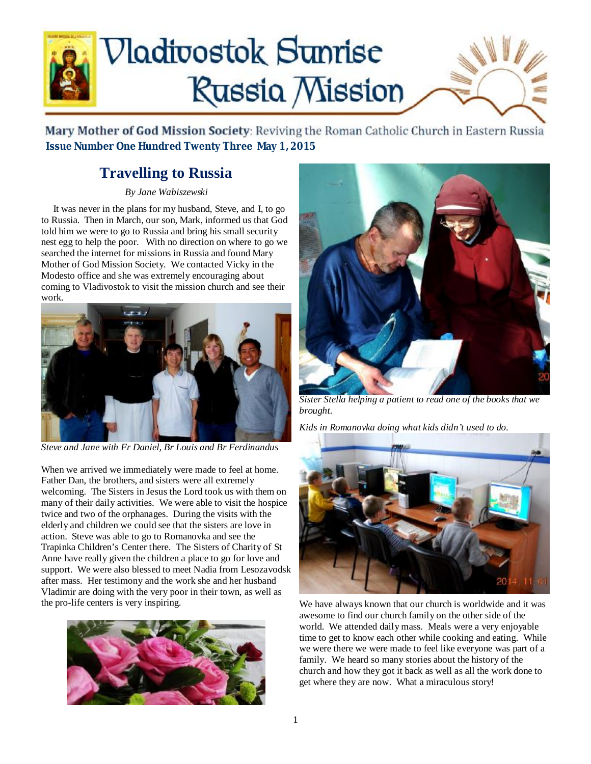# Vladivostok Sunrise Russia Mission

**Mary Mother of God Mission Society**: Reviving the Roman Catholic Church in Eastern Russia

**Issue Number One Hundred Twenty Three May 1, 2015**

## Travelling to Russia

*By Jane Wabiszewski*

It was never in the plans for my husband, Steve, and I, to go to Russia. Then in March, our son, Mark, informed us that God told him we were to go to Russia and bring his small security nest egg to help the poor. With no direction on where to go we searched the internet for missions in Russia and found Mary Mother of God Mission Society. We contacted Vicky in the Modesto office and she was extremely encouraging about coming to Vladivostok to visit the mission church and see their work.

*Steve and Jane with Fr Daniel, Br Louis and Br Ferdinandus*

When we arrived we immediately were made to feel at home. Father Dan, the brothers, and sisters were all extremely welcoming. The Sisters in Jesus the Lord took us with them on many of their daily activities. We were able to visit the hospice twice and two of the orphanages. During the visits with the elderly and children we could see that the sisters are love in action. Steve was able to go to Romanovka and see the Trapinka Children's Center there. The Sisters of Charity of St Anne have really given the children a place to go for love and support. We were also blessed to meet Nadia from Lesozavodsk after mass. Her testimony and the work she and her husband Vladimir are doing with the very poor in their town, as well as the pro-life centers is very inspiring.

*Sister Stella helping a patient to read one of the books that we brought.*

*Kids in Romanovka doing what kids didn't used to do.*

We have always known that our church is worldwide and it was awesome to find our church family on the other side of the world. We attended daily mass. Meals were a very enjoyable time to get to know each other while cooking and eating. While we were there we were made to feel like everyone was part of a family. We heard so many stories about the history of the church and how they got it back as well as all the work done to get where they are now. What a miraculous story!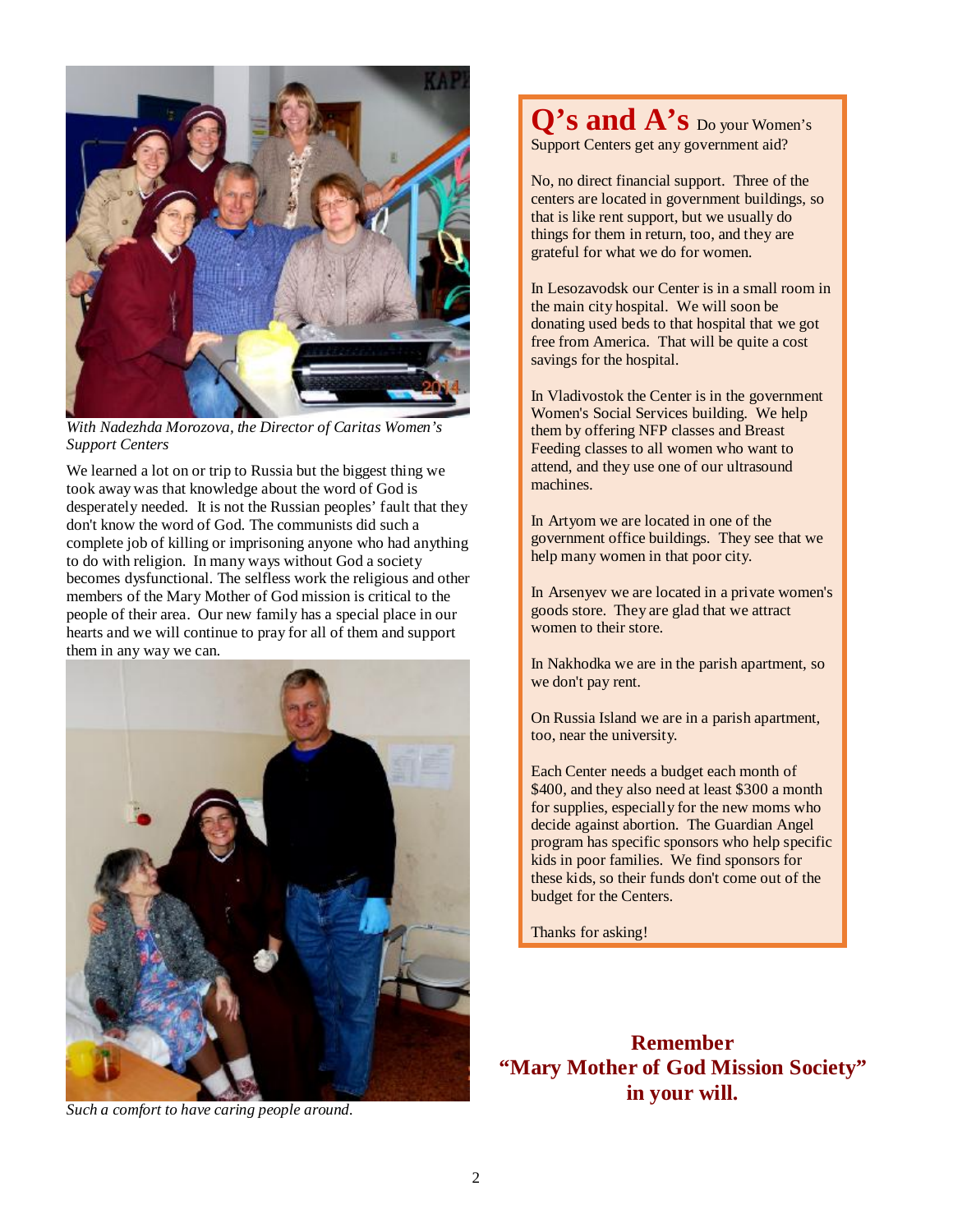*With Nadezhda Morozova, the Director of Caritas Women's Support Centers*

We learned a lot on or trip to Russia but the biggest thing we took away was that knowledge about the word of God is desperately needed. It is not the Russian peoples' fault that they don't know the word of God. The communists did such a complete job of killing or imprisoning anyone who had anything to do with religion. In many ways without God a society becomes dysfunctional. The selfless work the religious and other members of the Mary Mother of God mission is critical to the people of their area. Our new family has a special place in our hearts and we will continue to pray for all of them and support them in any way we can.

*Such a comfort to have caring people around.*

## Q's and A's

Do your Women's Support Centers get any government aid?

No, no direct financial support. Three of the centers are located in government buildings, so that is like rent support, but we usually do things for them in return, too, and they are grateful for what we do for women.

In Lesozavodsk our Center is in a small room in the main city hospital. We will soon be donating used beds to that hospital that we got free from America. That will be quite a cost savings for the hospital.

In Vladivostok the Center is in the government Women's Social Services building. We help them by offering NFP classes and Breast Feeding classes to all women who want to attend, and they use one of our ultrasound machines.

In Artyom we are located in one of the government office buildings. They see that we help many women in that poor city.

In Arsenyev we are located in a private women's goods store. They are glad that we attract women to their store.

In Nakhodka we are in the parish apartment, so we don't pay rent.

On Russia Island we are in a parish apartment, too, near the university.

Each Center needs a budget each month of $400, and they also need at least $300 a month for supplies, especially for the new moms who decide against abortion. The Guardian Angel program has specific sponsors who help specific kids in poor families. We find sponsors for these kids, so their funds don't come out of the budget for the Centers.

Thanks for asking!

**Remember "Mary Mother of God Mission Society" in your will.**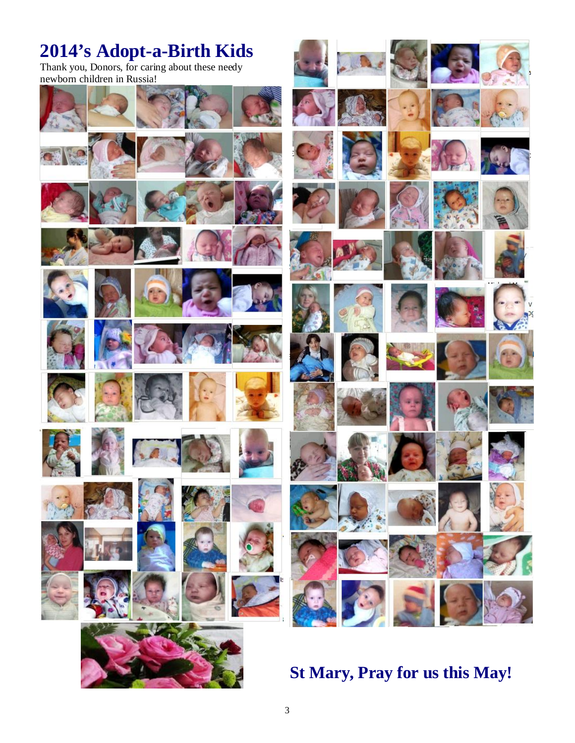# 2014's Adopt-a-Birth Kids

Thank you, Donors, for caring about these needy newborn children in Russia!

## St Mary, Pray for us this May!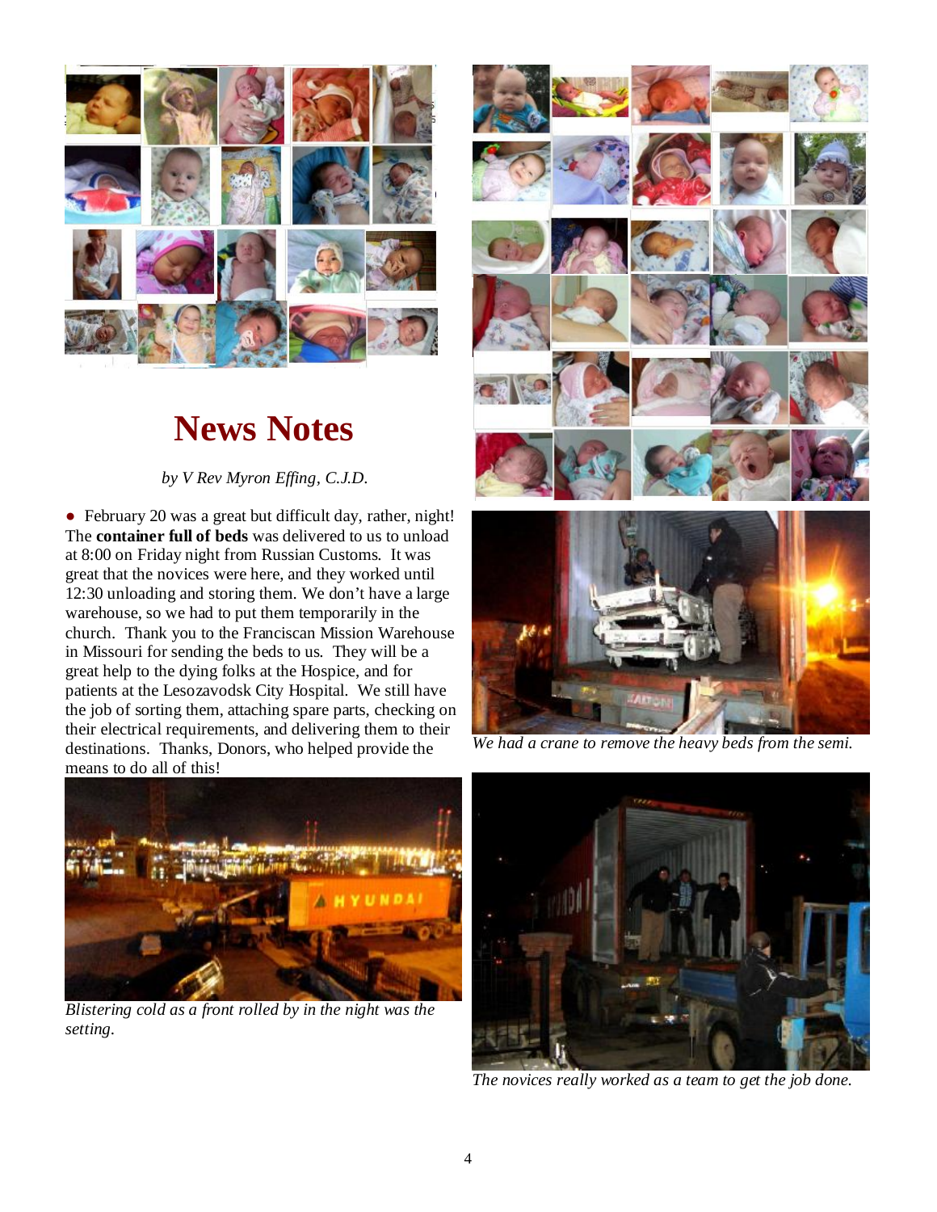# News Notes

*by V Rev Myron Effing, C.J.D.*

● February 20 was a great but difficult day, rather, night! The **container full of beds** was delivered to us to unload at 8:00 on Friday night from Russian Customs. It was great that the novices were here, and they worked until 12:30 unloading and storing them. We don't have a large warehouse, so we had to put them temporarily in the church. Thank you to the Franciscan Mission Warehouse in Missouri for sending the beds to us. They will be a great help to the dying folks at the Hospice, and for patients at the Lesozavodsk City Hospital. We still have the job of sorting them, attaching spare parts, checking on their electrical requirements, and delivering them to their destinations. Thanks, Donors, who helped provide the means to do all of this!

*Blistering cold as a front rolled by in the night was the setting.*

*We had a crane to remove the heavy beds from the semi.*

*The novices really worked as a team to get the job done.*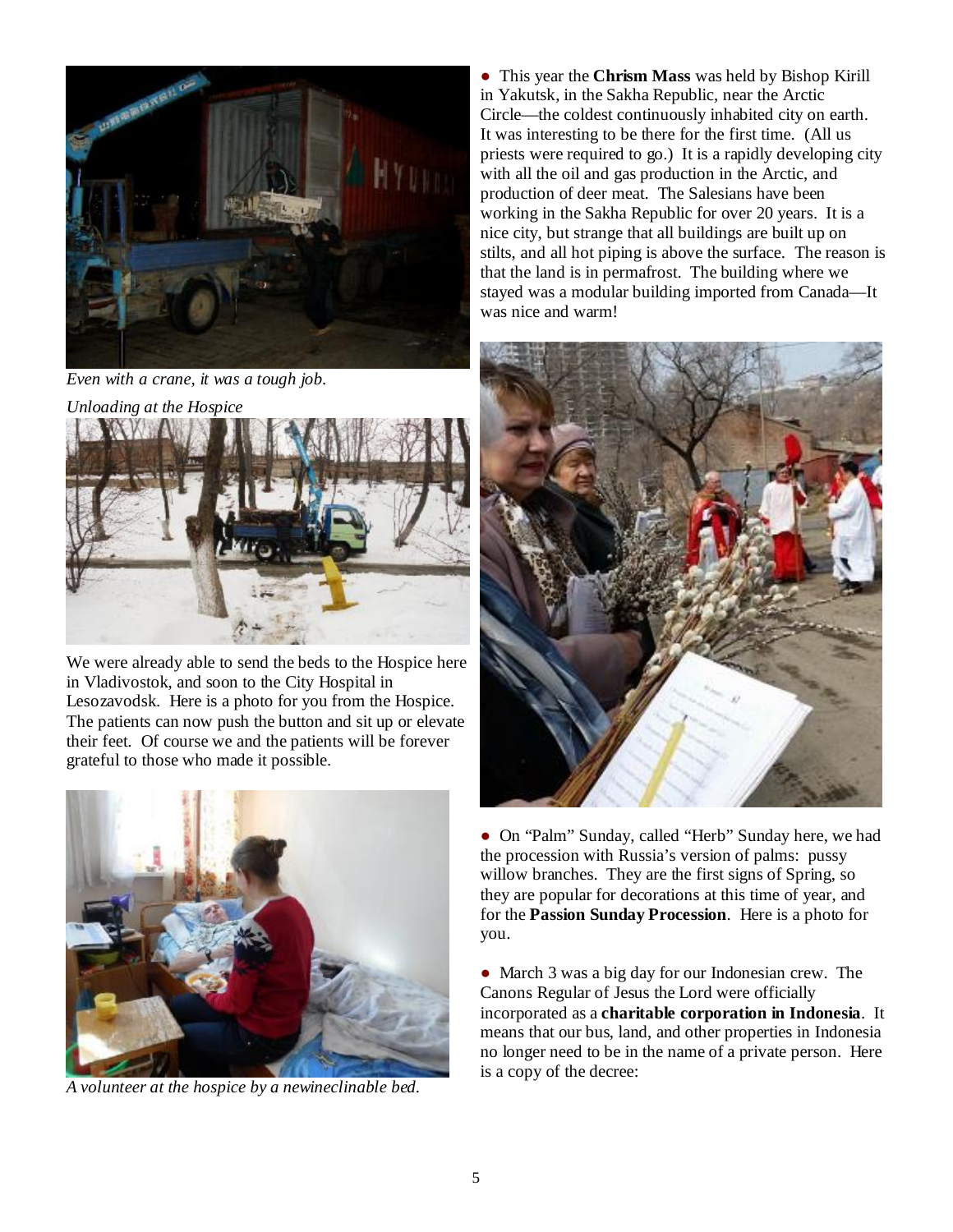*Even with a crane, it was a tough job.*

*Unloading at the Hospice*

We were already able to send the beds to the Hospice here in Vladivostok, and soon to the City Hospital in Lesozavodsk. Here is a photo for you from the Hospice. The patients can now push the button and sit up or elevate their feet. Of course we and the patients will be forever grateful to those who made it possible.

*A volunteer at the hospice by a newineclinable bed.*

● This year the **Chrism Mass** was held by Bishop Kirill in Yakutsk, in the Sakha Republic, near the Arctic Circle—the coldest continuously inhabited city on earth. It was interesting to be there for the first time. (All us priests were required to go.) It is a rapidly developing city with all the oil and gas production in the Arctic, and production of deer meat. The Salesians have been working in the Sakha Republic for over 20 years. It is a nice city, but strange that all buildings are built up on stilts, and all hot piping is above the surface. The reason is that the land is in permafrost. The building where we stayed was a modular building imported from Canada—It was nice and warm!

● On "Palm" Sunday, called "Herb" Sunday here, we had the procession with Russia's version of palms: pussy willow branches. They are the first signs of Spring, so they are popular for decorations at this time of year, and for the **Passion Sunday Procession**. Here is a photo for you.

● March 3 was a big day for our Indonesian crew. The Canons Regular of Jesus the Lord were officially incorporated as a **charitable corporation in Indonesia**. It means that our bus, land, and other properties in Indonesia no longer need to be in the name of a private person. Here is a copy of the decree: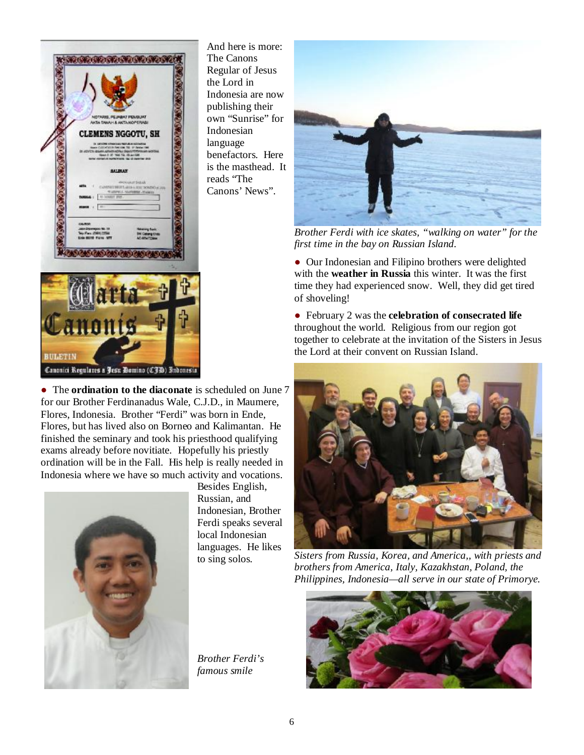And here is more: The Canons Regular of Jesus the Lord in Indonesia are now publishing their own "Sunrise" for Indonesian language benefactors. Here is the masthead. It reads "The Canons' News".

*Brother Ferdi with ice skates, "walking on water" for the first time in the bay on Russian Island.*

- Our Indonesian and Filipino brothers were delighted with the **weather in Russia** this winter. It was the first time they had experienced snow. Well, they did get tired of shoveling!

- February 2 was the **celebration of consecrated life** throughout the world. Religious from our region got together to celebrate at the invitation of the Sisters in Jesus the Lord at their convent on Russian Island.

- The **ordination to the diaconate** is scheduled on June 7 for our Brother Ferdinanadus Wale, C.J.D., in Maumere, Flores, Indonesia. Brother "Ferdi" was born in Ende, Flores, but has lived also on Borneo and Kalimantan. He finished the seminary and took his priesthood qualifying exams already before novitiate. Hopefully his priestly ordination will be in the Fall. His help is really needed in Indonesia where we have so much activity and vocations. Besides English, Russian, and Indonesian, Brother Ferdi speaks several local Indonesian languages. He likes to sing solos.

*Brother Ferdi's famous smile*

*Sisters from Russia, Korea, and America,, with priests and brothers from America, Italy, Kazakhstan, Poland, the Philippines, Indonesia—all serve in our state of Primorye.*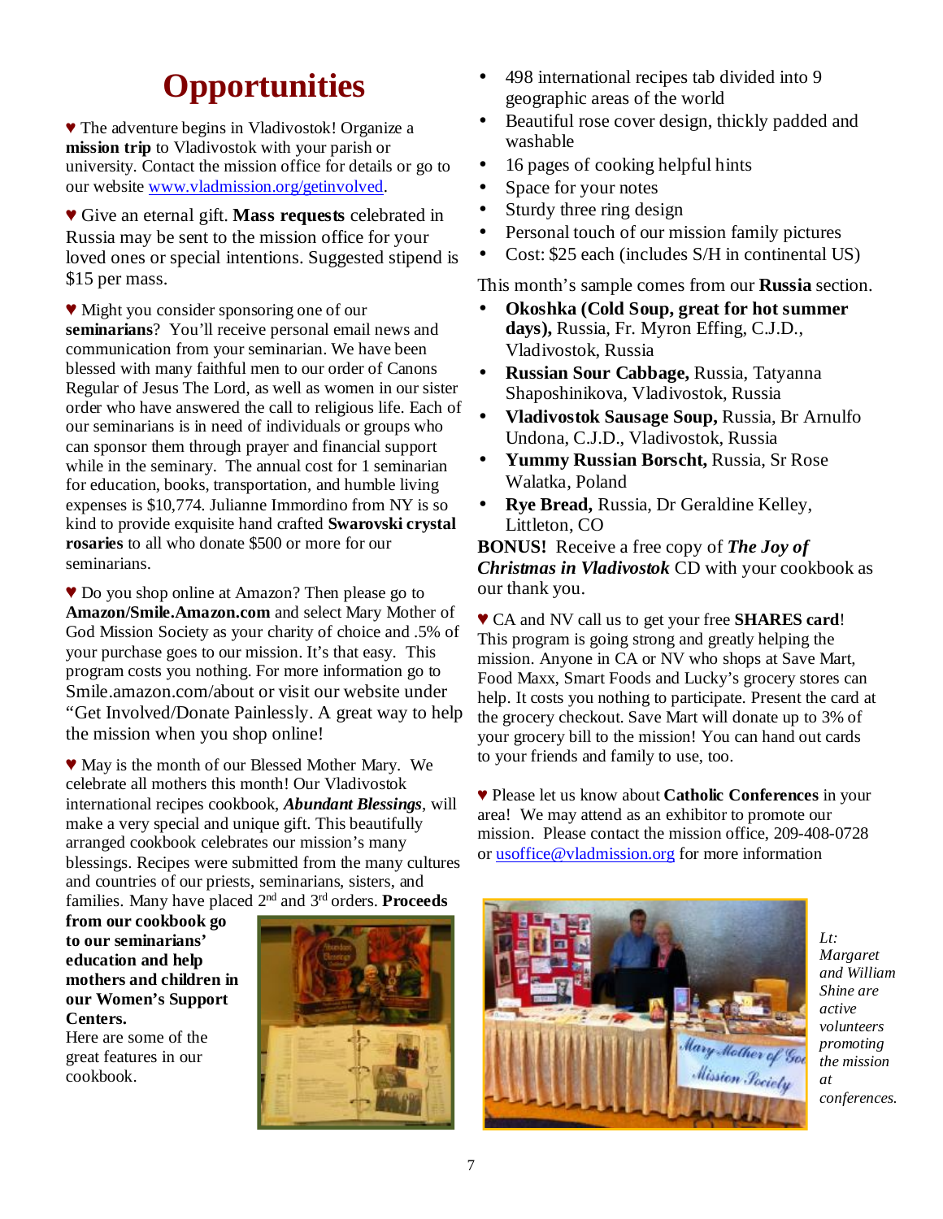# Opportunities

♥ The adventure begins in Vladivostok! Organize a **mission trip** to Vladivostok with your parish or university. Contact the mission office for details or go to our website www.vladmission.org/getinvolved.

♥ Give an eternal gift. **Mass requests** celebrated in Russia may be sent to the mission office for your loved ones or special intentions. Suggested stipend is $15 per mass.

♥ Might you consider sponsoring one of our **seminarians**? You'll receive personal email news and communication from your seminarian. We have been blessed with many faithful men to our order of Canons Regular of Jesus The Lord, as well as women in our sister order who have answered the call to religious life. Each of our seminarians is in need of individuals or groups who can sponsor them through prayer and financial support while in the seminary. The annual cost for 1 seminarian for education, books, transportation, and humble living expenses is $10,774. Julianne Immordino from NY is so kind to provide exquisite hand crafted **Swarovski crystal rosaries** to all who donate $500 or more for our seminarians.

♥ Do you shop online at Amazon? Then please go to **Amazon/Smile.Amazon.com** and select Mary Mother of God Mission Society as your charity of choice and .5% of your purchase goes to our mission. It's that easy. This program costs you nothing. For more information go to Smile.amazon.com/about or visit our website under "Get Involved/Donate Painlessly. A great way to help the mission when you shop online!

♥ May is the month of our Blessed Mother Mary. We celebrate all mothers this month! Our Vladivostok international recipes cookbook, ***Abundant Blessings***, will make a very special and unique gift. This beautifully arranged cookbook celebrates our mission's many blessings. Recipes were submitted from the many cultures and countries of our priests, seminarians, sisters, and families. Many have placed 2nd and 3rd orders. **Proceeds from our cookbook go to our seminarians' education and help mothers and children in our Women's Support Centers.**

Here are some of the great features in our cookbook.

- 498 international recipes tab divided into 9 geographic areas of the world
- Beautiful rose cover design, thickly padded and washable
- 16 pages of cooking helpful hints
- Space for your notes
- Sturdy three ring design
- Personal touch of our mission family pictures
- Cost: $25 each (includes S/H in continental US)

This month's sample comes from our **Russia** section.

- **Okoshka (Cold Soup, great for hot summer days),** Russia, Fr. Myron Effing, C.J.D., Vladivostok, Russia
- **Russian Sour Cabbage,** Russia, Tatyanna Shaposhinikova, Vladivostok, Russia
- **Vladivostok Sausage Soup,** Russia, Br Arnulfo Undona, C.J.D., Vladivostok, Russia
- **Yummy Russian Borscht,** Russia, Sr Rose Walatka, Poland
- **Rye Bread,** Russia, Dr Geraldine Kelley, Littleton, CO

**BONUS!** Receive a free copy of ***The Joy of Christmas in Vladivostok*** CD with your cookbook as our thank you.

♥ CA and NV call us to get your free **SHARES card**! This program is going strong and greatly helping the mission. Anyone in CA or NV who shops at Save Mart, Food Maxx, Smart Foods and Lucky's grocery stores can help. It costs you nothing to participate. Present the card at the grocery checkout. Save Mart will donate up to 3% of your grocery bill to the mission! You can hand out cards to your friends and family to use, too.

♥ Please let us know about **Catholic Conferences** in your area! We may attend as an exhibitor to promote our mission. Please contact the mission office, 209-408-0728 or usoffice@vladmission.org for more information

*Lt: Margaret and William Shine are active volunteers promoting the mission at conferences.*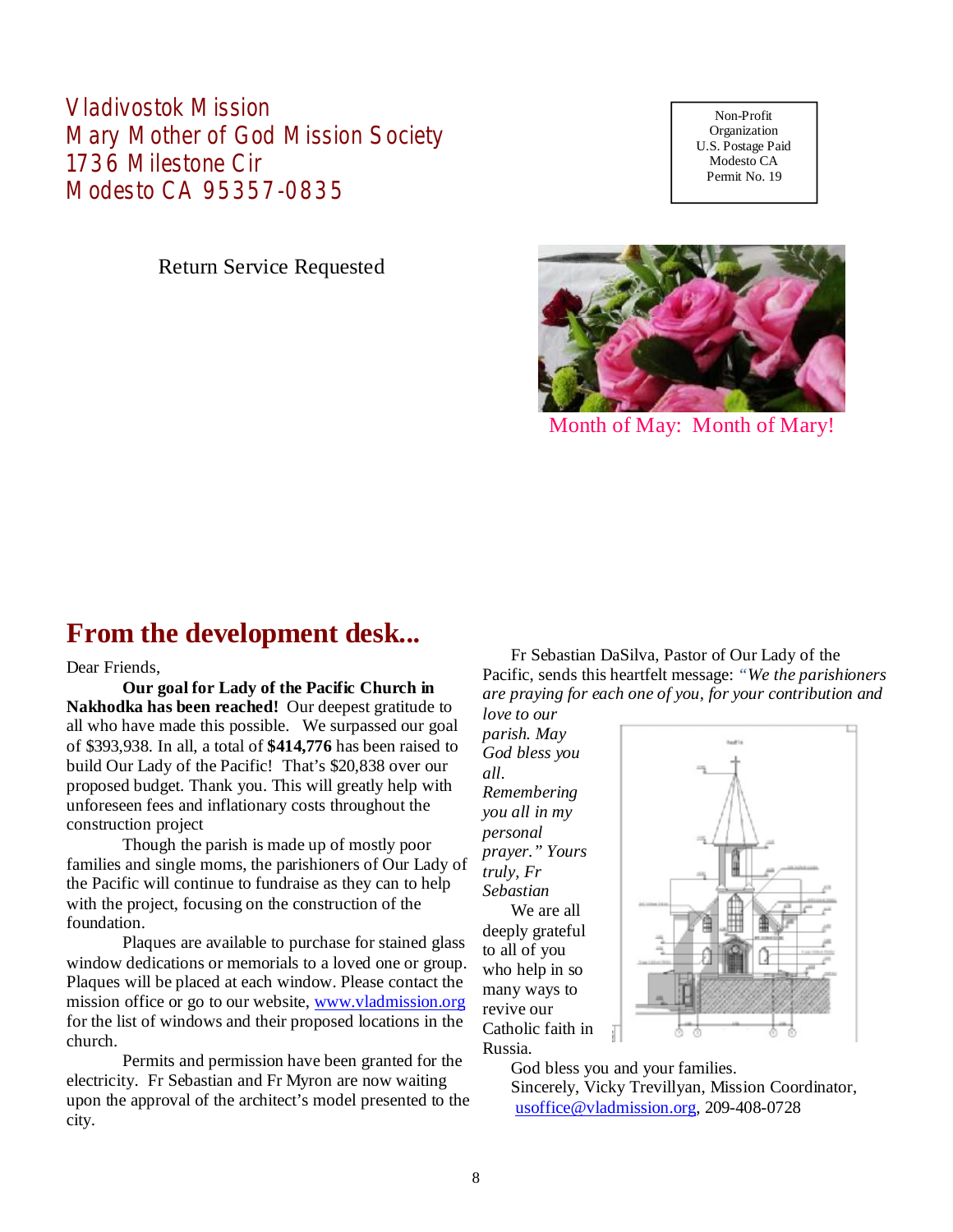Vladivostok Mission
Mary Mother of God Mission Society
1736 Milestone Cir
Modesto CA 95357-0835

Non-Profit Organization
U.S. Postage Paid
Modesto CA
Permit No. 19

Return Service Requested

Month of May: Month of Mary!

## From the development desk...

Dear Friends,

**Our goal for Lady of the Pacific Church in Nakhodka has been reached!** Our deepest gratitude to all who have made this possible. We surpassed our goal of $393,938. In all, a total of **$414,776** has been raised to build Our Lady of the Pacific! That's $20,838 over our proposed budget. Thank you. This will greatly help with unforeseen fees and inflationary costs throughout the construction project

Though the parish is made up of mostly poor families and single moms, the parishioners of Our Lady of the Pacific will continue to fundraise as they can to help with the project, focusing on the construction of the foundation.

Plaques are available to purchase for stained glass window dedications or memorials to a loved one or group. Plaques will be placed at each window. Please contact the mission office or go to our website, www.vladmission.org for the list of windows and their proposed locations in the church.

Permits and permission have been granted for the electricity. Fr Sebastian and Fr Myron are now waiting upon the approval of the architect's model presented to the city.

Fr Sebastian DaSilva, Pastor of Our Lady of the Pacific, sends this heartfelt message: *"We the parishioners are praying for each one of you, for your contribution and love to our parish. May God bless you all. Remembering you all in my personal prayer." Yours truly, Fr Sebastian*

We are all deeply grateful to all of you who help in so many ways to revive our Catholic faith in Russia.

God bless you and your families.

Sincerely, Vicky Trevillyan, Mission Coordinator, usoffice@vladmission.org, 209-408-0728